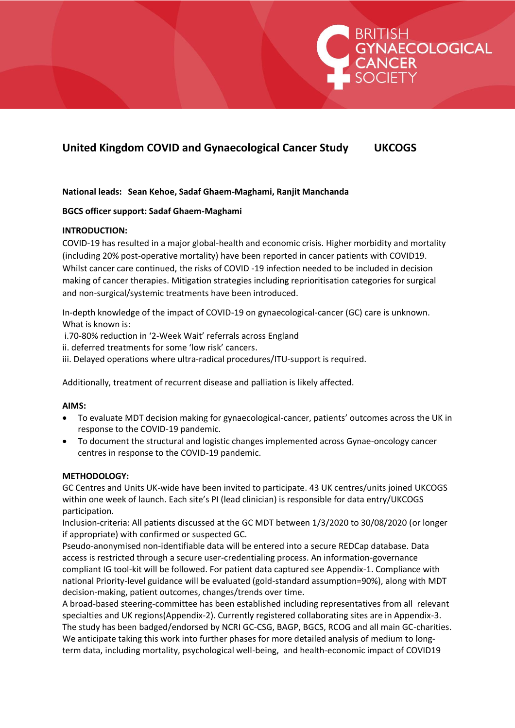BRITISH GYNAECOLOGICAL CANCER SOCIETY

# United Kingdom COVID and Gynaecological Cancer Study UKCOGS

**National leads: Sean Kehoe, Sadaf Ghaem-Maghami, Ranjit Manchanda**

**BGCS officer support: Sadaf Ghaem-Maghami**

**INTRODUCTION:**

COVID-19 has resulted in a major global-health and economic crisis. Higher morbidity and mortality (including 20% post-operative mortality) have been reported in cancer patients with COVID19. Whilst cancer care continued, the risks of COVID -19 infection needed to be included in decision making of cancer therapies. Mitigation strategies including reprioritisation categories for surgical and non-surgical/systemic treatments have been introduced.

In-depth knowledge of the impact of COVID-19 on gynaecological-cancer (GC) care is unknown. What is known is:

i. 70-80% reduction in '2-Week Wait' referrals across England
ii. deferred treatments for some 'low risk' cancers.
iii. Delayed operations where ultra-radical procedures/ITU-support is required.

Additionally, treatment of recurrent disease and palliation is likely affected.

**AIMS:**

- To evaluate MDT decision making for gynaecological-cancer, patients' outcomes across the UK in response to the COVID-19 pandemic.
- To document the structural and logistic changes implemented across Gynae-oncology cancer centres in response to the COVID-19 pandemic.

**METHODOLOGY:**

GC Centres and Units UK-wide have been invited to participate. 43 UK centres/units joined UKCOGS within one week of launch. Each site's PI (lead clinician) is responsible for data entry/UKCOGS participation.

Inclusion-criteria: All patients discussed at the GC MDT between 1/3/2020 to 30/08/2020 (or longer if appropriate) with confirmed or suspected GC.

Pseudo-anonymised non-identifiable data will be entered into a secure REDCap database. Data access is restricted through a secure user-credentialing process. An information-governance compliant IG tool-kit will be followed. For patient data captured see Appendix-1. Compliance with national Priority-level guidance will be evaluated (gold-standard assumption=90%), along with MDT decision-making, patient outcomes, changes/trends over time.

A broad-based steering-committee has been established including representatives from all relevant specialties and UK regions(Appendix-2). Currently registered collaborating sites are in Appendix-3. The study has been badged/endorsed by NCRI GC-CSG, BAGP, BGCS, RCOG and all main GC-charities. We anticipate taking this work into further phases for more detailed analysis of medium to long-term data, including mortality, psychological well-being, and health-economic impact of COVID19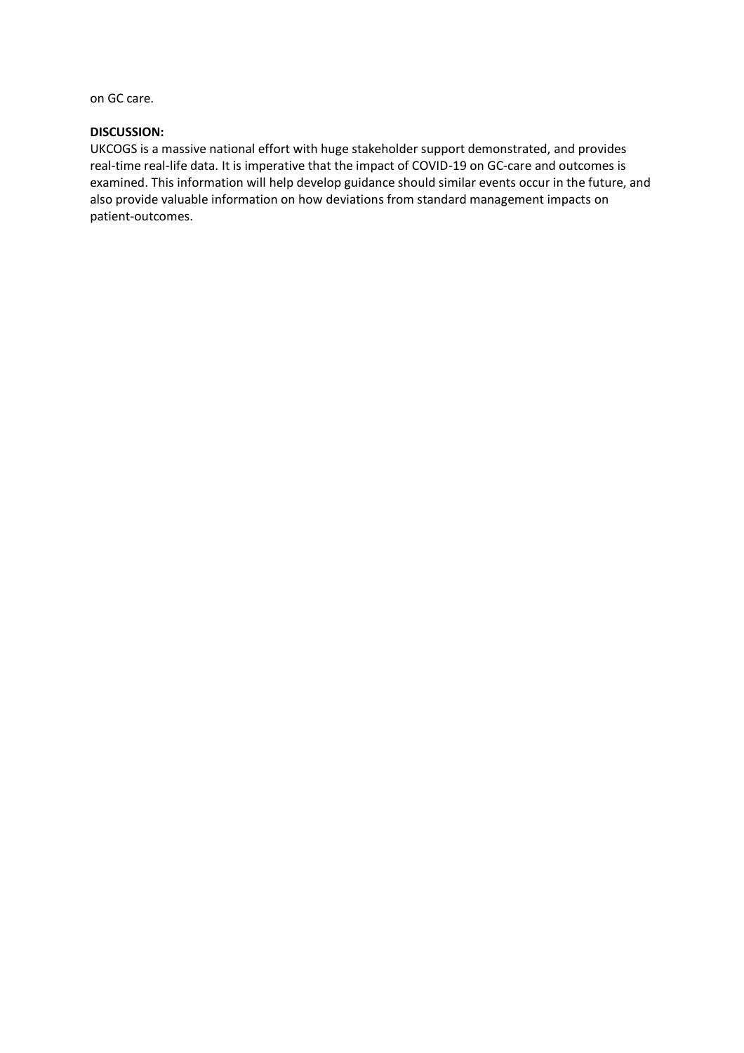on GC care.

**DISCUSSION:**
UKCOGS is a massive national effort with huge stakeholder support demonstrated, and provides real-time real-life data. It is imperative that the impact of COVID-19 on GC-care and outcomes is examined. This information will help develop guidance should similar events occur in the future, and also provide valuable information on how deviations from standard management impacts on patient-outcomes.